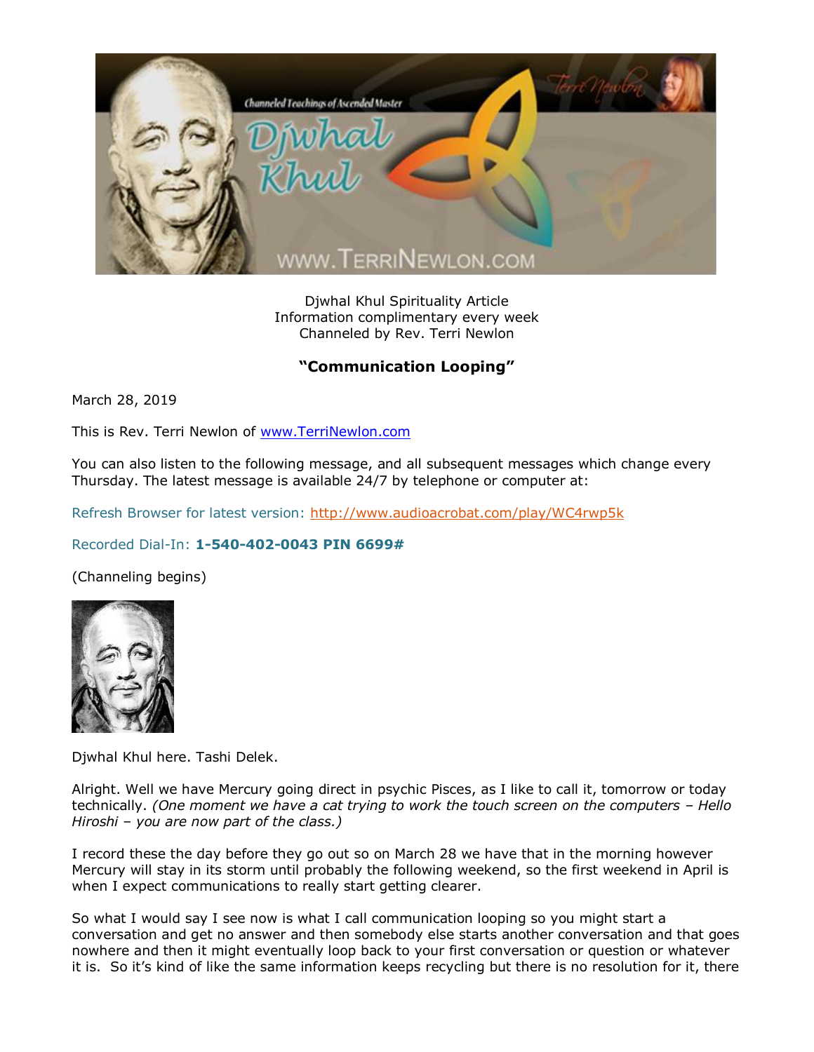Djwhal Khul Spirituality Article
Information complimentary every week
Channeled by Rev. Terri Newlon

## **"Communication Looping"**

March 28, 2019

This is Rev. Terri Newlon of [www.TerriNewlon.com](http://www.TerriNewlon.com)

You can also listen to the following message, and all subsequent messages which change every Thursday. The latest message is available 24/7 by telephone or computer at:

Refresh Browser for latest version: [http://www.audioacrobat.com/play/WC4rwp5k](http://www.audioacrobat.com/play/WC4rwp5k)

Recorded Dial-In: **1-540-402-0043 PIN 6699#**

(Channeling begins)

Djwhal Khul here. Tashi Delek.

Alright. Well we have Mercury going direct in psychic Pisces, as I like to call it, tomorrow or today technically. *(One moment we have a cat trying to work the touch screen on the computers – Hello Hiroshi – you are now part of the class.)*

I record these the day before they go out so on March 28 we have that in the morning however Mercury will stay in its storm until probably the following weekend, so the first weekend in April is when I expect communications to really start getting clearer.

So what I would say I see now is what I call communication looping so you might start a conversation and get no answer and then somebody else starts another conversation and that goes nowhere and then it might eventually loop back to your first conversation or question or whatever it is. So it's kind of like the same information keeps recycling but there is no resolution for it, there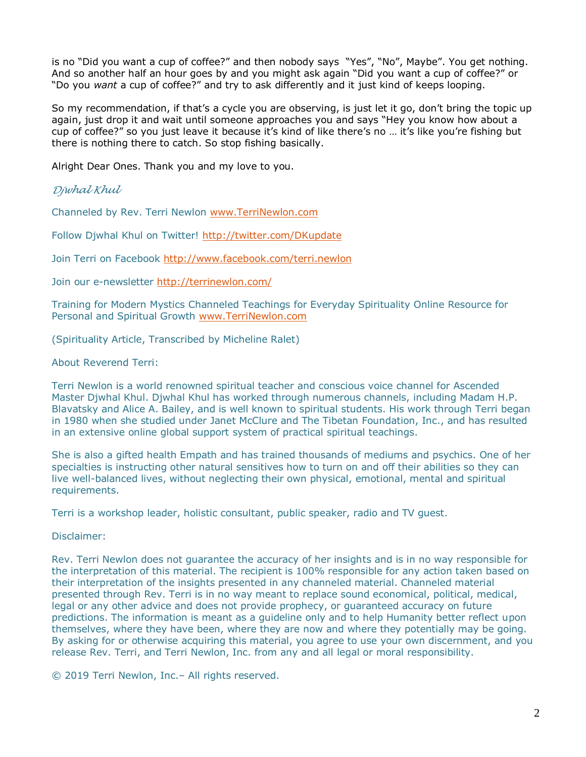is no “Did you want a cup of coffee?” and then nobody says “Yes”, “No”, Maybe”. You get nothing. And so another half an hour goes by and you might ask again “Did you want a cup of coffee?” or “Do you *want* a cup of coffee?” and try to ask differently and it just kind of keeps looping.

So my recommendation, if that’s a cycle you are observing, is just let it go, don’t bring the topic up again, just drop it and wait until someone approaches you and says “Hey you know how about a cup of coffee?” so you just leave it because it’s kind of like there’s no … it’s like you’re fishing but there is nothing there to catch. So stop fishing basically.

Alright Dear Ones. Thank you and my love to you.

*Djwhal Khul*

Channeled by Rev. Terri Newlon www.TerriNewlon.com

Follow Djwhal Khul on Twitter! http://twitter.com/DKupdate

Join Terri on Facebook http://www.facebook.com/terri.newlon

Join our e-newsletter http://terrinewlon.com/

Training for Modern Mystics Channeled Teachings for Everyday Spirituality Online Resource for Personal and Spiritual Growth www.TerriNewlon.com

(Spirituality Article, Transcribed by Micheline Ralet)

About Reverend Terri:

Terri Newlon is a world renowned spiritual teacher and conscious voice channel for Ascended Master Djwhal Khul. Djwhal Khul has worked through numerous channels, including Madam H.P. Blavatsky and Alice A. Bailey, and is well known to spiritual students. His work through Terri began in 1980 when she studied under Janet McClure and The Tibetan Foundation, Inc., and has resulted in an extensive online global support system of practical spiritual teachings.

She is also a gifted health Empath and has trained thousands of mediums and psychics. One of her specialties is instructing other natural sensitives how to turn on and off their abilities so they can live well-balanced lives, without neglecting their own physical, emotional, mental and spiritual requirements.

Terri is a workshop leader, holistic consultant, public speaker, radio and TV guest.

Disclaimer:

Rev. Terri Newlon does not guarantee the accuracy of her insights and is in no way responsible for the interpretation of this material. The recipient is 100% responsible for any action taken based on their interpretation of the insights presented in any channeled material. Channeled material presented through Rev. Terri is in no way meant to replace sound economical, political, medical, legal or any other advice and does not provide prophecy, or guaranteed accuracy on future predictions. The information is meant as a guideline only and to help Humanity better reflect upon themselves, where they have been, where they are now and where they potentially may be going. By asking for or otherwise acquiring this material, you agree to use your own discernment, and you release Rev. Terri, and Terri Newlon, Inc. from any and all legal or moral responsibility.

© 2019 Terri Newlon, Inc.– All rights reserved.